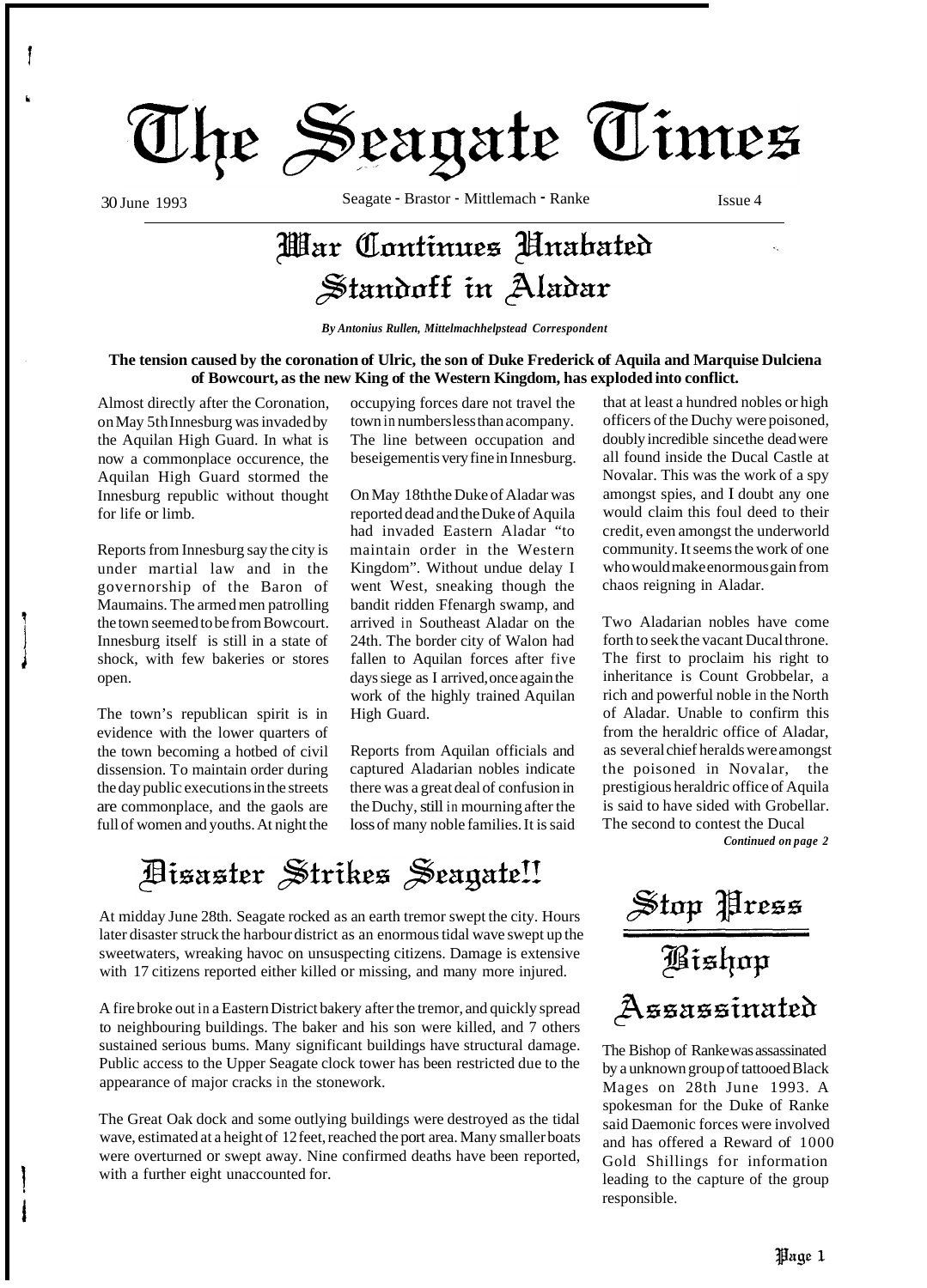# The Seagate Times

30 June 1993 — Seagate - Brastor - Mittlemach - Ranke — Issue 4

## War Continues Unabated
## Standoff in Aladar

***By Antonius Rullen, Mittelmachhelpstead Correspondent***

**The tension caused by the coronation of Ulric, the son of Duke Frederick of Aquila and Marquise Dulciena of Bowcourt, as the new King of the Western Kingdom, has exploded into conflict.**

Almost directly after the Coronation, on May 5th Innesburg was invaded by the Aquilan High Guard. In what is now a commonplace occurence, the Aquilan High Guard stormed the Innesburg republic without thought for life or limb.

Reports from Innesburg say the city is under martial law and in the governorship of the Baron of Maumains. The armed men patrolling the town seemed to be from Bowcourt. Innesburg itself is still in a state of shock, with few bakeries or stores open.

The town's republican spirit is in evidence with the lower quarters of the town becoming a hotbed of civil dissension. To maintain order during the day public executions in the streets are commonplace, and the gaols are full of women and youths. At night the occupying forces dare not travel the town in numbers less than a company. The line between occupation and beseigement is very fine in Innesburg.

On May 18th the Duke of Aladar was reported dead and the Duke of Aquila had invaded Eastern Aladar "to maintain order in the Western Kingdom". Without undue delay I went West, sneaking though the bandit ridden Ffenargh swamp, and arrived in Southeast Aladar on the 24th. The border city of Walon had fallen to Aquilan forces after five days siege as I arrived, once again the work of the highly trained Aquilan High Guard.

Reports from Aquilan officials and captured Aladarian nobles indicate there was a great deal of confusion in the Duchy, still in mourning after the loss of many noble families. It is said that at least a hundred nobles or high officers of the Duchy were poisoned, doubly incredible since the dead were all found inside the Ducal Castle at Novalar. This was the work of a spy amongst spies, and I doubt any one would claim this foul deed to their credit, even amongst the underworld community. It seems the work of one who would make enormous gain from chaos reigning in Aladar.

Two Aladarian nobles have come forth to seek the vacant Ducal throne. The first to proclaim his right to inheritance is Count Grobbelar, a rich and powerful noble in the North of Aladar. Unable to confirm this from the heraldric office of Aladar, as several chief heralds were amongst the poisoned in Novalar, the prestigious heraldric office of Aquila is said to have sided with Grobellar. The second to contest the Ducal

***Continued on page 2***

## Disaster Strikes Seagate!!

At midday June 28th. Seagate rocked as an earth tremor swept the city. Hours later disaster struck the harbour district as an enormous tidal wave swept up the sweetwaters, wreaking havoc on unsuspecting citizens. Damage is extensive with 17 citizens reported either killed or missing, and many more injured.

A fire broke out in a Eastern District bakery after the tremor, and quickly spread to neighbouring buildings. The baker and his son were killed, and 7 others sustained serious bums. Many significant buildings have structural damage. Public access to the Upper Seagate clock tower has been restricted due to the appearance of major cracks in the stonework.

The Great Oak dock and some outlying buildings were destroyed as the tidal wave, estimated at a height of 12 feet, reached the port area. Many smaller boats were overturned or swept away. Nine confirmed deaths have been reported, with a further eight unaccounted for.

## Stop Press

## Bishop Assassinated

The Bishop of Ranke was assassinated by a unknown group of tattooed Black Mages on 28th June 1993. A spokesman for the Duke of Ranke said Daemonic forces were involved and has offered a Reward of 1000 Gold Shillings for information leading to the capture of the group responsible.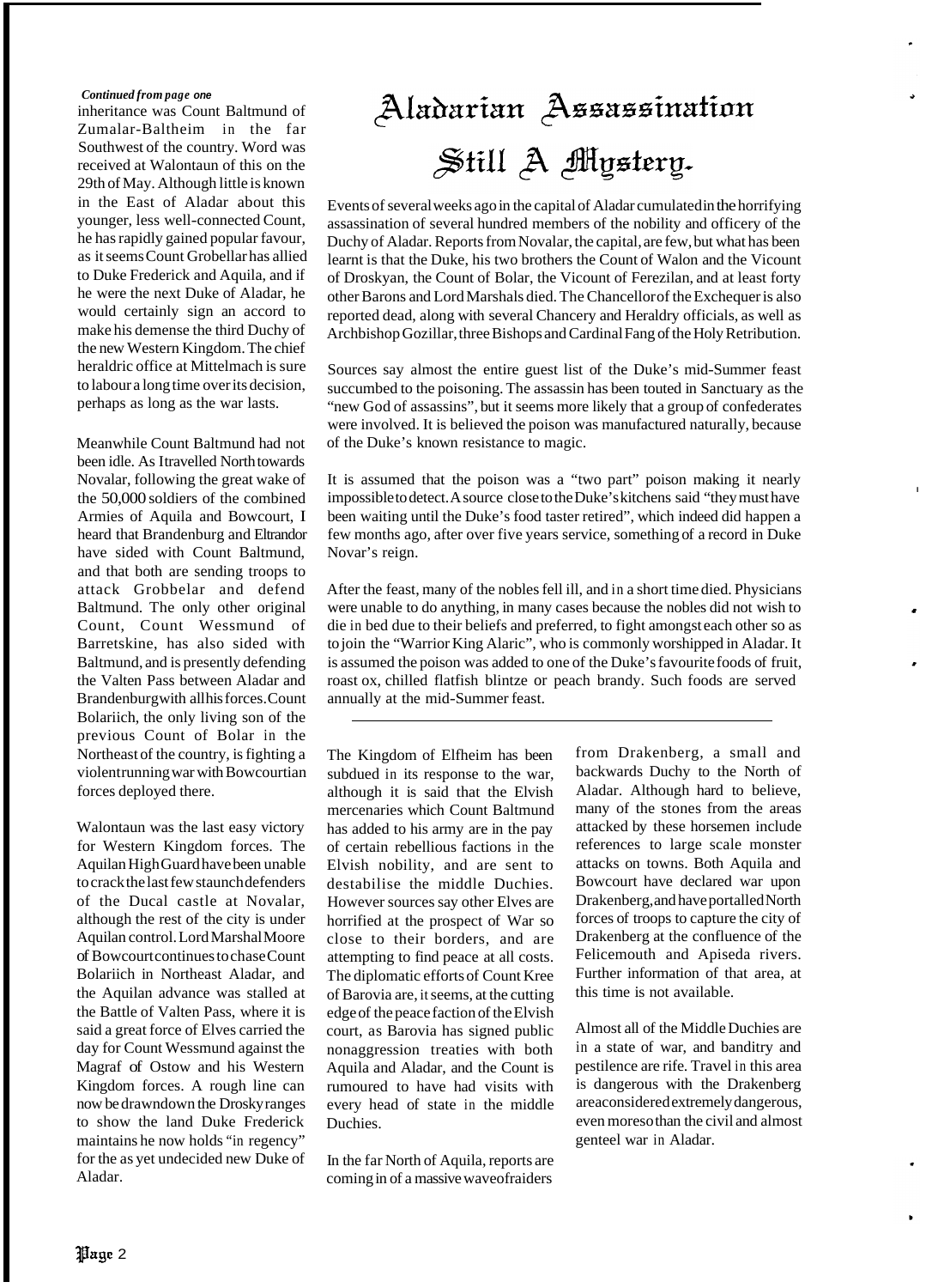*Continued from page one*

inheritance was Count Baltmund of Zumalar-Baltheim in the far Southwest of the country. Word was received at Walontaun of this on the 29th of May. Although little is known in the East of Aladar about this younger, less well-connected Count, he has rapidly gained popular favour, as it seems Count Grobellar has allied to Duke Frederick and Aquila, and if he were the next Duke of Aladar, he would certainly sign an accord to make his demense the third Duchy of the new Western Kingdom. The chief heraldric office at Mittelmach is sure to labour a long time over its decision, perhaps as long as the war lasts.

Meanwhile Count Baltmund had not been idle. As I travelled North towards Novalar, following the great wake of the 50,000 soldiers of the combined Armies of Aquila and Bowcourt, I heard that Brandenburg and Eltrandor have sided with Count Baltmund, and that both are sending troops to attack Grobbelar and defend Baltmund. The only other original Count, Count Wessmund of Barretskine, has also sided with Baltmund, and is presently defending the Valten Pass between Aladar and Brandenburg with all his forces. Count Bolariich, the only living son of the previous Count of Bolar in the Northeast of the country, is fighting a violent running war with Bowcourtian forces deployed there.

Walontaun was the last easy victory for Western Kingdom forces. The Aquilan High Guard have been unable to crack the last few staunch defenders of the Ducal castle at Novalar, although the rest of the city is under Aquilan control. Lord Marshal Moore of Bowcourt continues to chase Count Bolariich in Northeast Aladar, and the Aquilan advance was stalled at the Battle of Valten Pass, where it is said a great force of Elves carried the day for Count Wessmund against the Magraf of Ostow and his Western Kingdom forces. A rough line can now be drawn down the Drosky ranges to show the land Duke Frederick maintains he now holds "in regency" for the as yet undecided new Duke of Aladar.

# Aladarian Assassination Still A Mystery.

Events of several weeks ago in the capital of Aladar cumulated in the horrifying assassination of several hundred members of the nobility and officery of the Duchy of Aladar. Reports from Novalar, the capital, are few, but what has been learnt is that the Duke, his two brothers the Count of Walon and the Vicount of Droskyan, the Count of Bolar, the Vicount of Ferezilan, and at least forty other Barons and Lord Marshals died. The Chancellor of the Exchequer is also reported dead, along with several Chancery and Heraldry officials, as well as Archbishop Gozillar, three Bishops and Cardinal Fang of the Holy Retribution.

Sources say almost the entire guest list of the Duke's mid-Summer feast succumbed to the poisoning. The assassin has been touted in Sanctuary as the "new God of assassins", but it seems more likely that a group of confederates were involved. It is believed the poison was manufactured naturally, because of the Duke's known resistance to magic.

It is assumed that the poison was a "two part" poison making it nearly impossible to detect. A source close to the Duke's kitchens said "they must have been waiting until the Duke's food taster retired", which indeed did happen a few months ago, after over five years service, something of a record in Duke Novar's reign.

After the feast, many of the nobles fell ill, and in a short time died. Physicians were unable to do anything, in many cases because the nobles did not wish to die in bed due to their beliefs and preferred, to fight amongst each other so as to join the "Warrior King Alaric", who is commonly worshipped in Aladar. It is assumed the poison was added to one of the Duke's favourite foods of fruit, roast ox, chilled flatfish blintze or peach brandy. Such foods are served annually at the mid-Summer feast.

---

The Kingdom of Elfheim has been subdued in its response to the war, although it is said that the Elvish mercenaries which Count Baltmund has added to his army are in the pay of certain rebellious factions in the Elvish nobility, and are sent to destabilise the middle Duchies. However sources say other Elves are horrified at the prospect of War so close to their borders, and are attempting to find peace at all costs. The diplomatic efforts of Count Kree of Barovia are, it seems, at the cutting edge of the peace faction of the Elvish court, as Barovia has signed public nonaggression treaties with both Aquila and Aladar, and the Count is rumoured to have had visits with every head of state in the middle Duchies.

In the far North of Aquila, reports are coming in of a massive wave of raiders from Drakenberg, a small and backwards Duchy to the North of Aladar. Although hard to believe, many of the stones from the areas attacked by these horsemen include references to large scale monster attacks on towns. Both Aquila and Bowcourt have declared war upon Drakenberg, and have portalled North forces of troops to capture the city of Drakenberg at the confluence of the Felicemouth and Apiseda rivers. Further information of that area, at this time is not available.

Almost all of the Middle Duchies are in a state of war, and banditry and pestilence are rife. Travel in this area is dangerous with the Drakenberg area considered extremely dangerous, even moreso than the civil and almost genteel war in Aladar.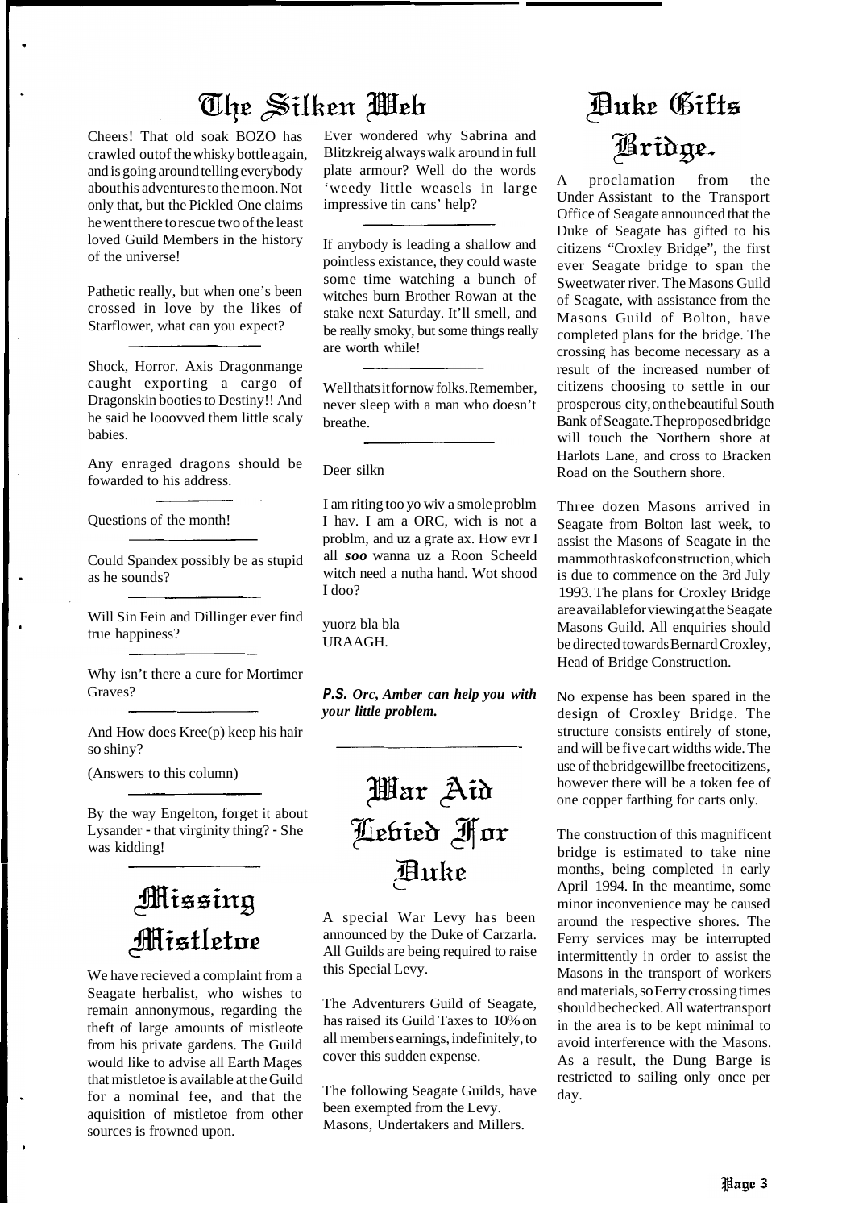# The Silken Web

Cheers! That old soak BOZO has crawled outof the whisky bottle again, and is going around telling everybody about his adventures to the moon. Not only that, but the Pickled One claims he went there to rescue two of the least loved Guild Members in the history of the universe!

Pathetic really, but when one's been crossed in love by the likes of Starflower, what can you expect?

---

Shock, Horror. Axis Dragonmange caught exporting a cargo of Dragonskin booties to Destiny!! And he said he looovved them little scaly babies.

Any enraged dragons should be fowarded to his address.

---

Questions of the month!

---

Could Spandex possibly be as stupid as he sounds?

---

Will Sin Fein and Dillinger ever find true happiness?

---

Why isn't there a cure for Mortimer Graves?

---

And How does Kree(p) keep his hair so shiny?

(Answers to this column)

---

By the way Engelton, forget it about Lysander - that virginity thing? - She was kidding!

---

Ever wondered why Sabrina and Blitzkreig always walk around in full plate armour? Well do the words 'weedy little weasels in large impressive tin cans' help?

---

If anybody is leading a shallow and pointless existance, they could waste some time watching a bunch of witches burn Brother Rowan at the stake next Saturday. It'll smell, and be really smoky, but some things really are worth while!

---

Well thats it for now folks. Remember, never sleep with a man who doesn't breathe.

---

Deer silkn

I am riting too yo wiv a smole problm I hav. I am a ORC, wich is not a problm, and uz a grate ax. How evr I all ***soo*** wanna uz a Roon Scheeld witch need a nutha hand. Wot shood I doo?

yuorz bla bla
URAAGH.

***P.S. Orc, Amber can help you with your little problem.***

---

# Missing Mistletoe

We have recieved a complaint from a Seagate herbalist, who wishes to remain annonymous, regarding the theft of large amounts of mistleote from his private gardens. The Guild would like to advise all Earth Mages that mistletoe is available at the Guild for a nominal fee, and that the aquisition of mistletoe from other sources is frowned upon.

# War Aid Levied For Duke

A special War Levy has been announced by the Duke of Carzarla. All Guilds are being required to raise this Special Levy.

The Adventurers Guild of Seagate, has raised its Guild Taxes to 10% on all members earnings, indefinitely, to cover this sudden expense.

The following Seagate Guilds, have been exempted from the Levy. Masons, Undertakers and Millers.

# Duke Gifts Bridge.

A proclamation from the Under Assistant to the Transport Office of Seagate announced that the Duke of Seagate has gifted to his citizens "Croxley Bridge", the first ever Seagate bridge to span the Sweetwater river. The Masons Guild of Seagate, with assistance from the Masons Guild of Bolton, have completed plans for the bridge. The crossing has become necessary as a result of the increased number of citizens choosing to settle in our prosperous city, on the beautiful South Bank of Seagate. The proposed bridge will touch the Northern shore at Harlots Lane, and cross to Bracken Road on the Southern shore.

Three dozen Masons arrived in Seagate from Bolton last week, to assist the Masons of Seagate in the mammoth task of construction, which is due to commence on the 3rd July 1993. The plans for Croxley Bridge are available for viewing at the Seagate Masons Guild. All enquiries should be directed towards Bernard Croxley, Head of Bridge Construction.

No expense has been spared in the design of Croxley Bridge. The structure consists entirely of stone, and will be five cart widths wide. The use of the bridge will be free to citizens, however there will be a token fee of one copper farthing for carts only.

The construction of this magnificent bridge is estimated to take nine months, being completed in early April 1994. In the meantime, some minor inconvenience may be caused around the respective shores. The Ferry services may be interrupted intermittently in order to assist the Masons in the transport of workers and materials, so Ferry crossing times should be checked. All water transport in the area is to be kept minimal to avoid interference with the Masons. As a result, the Dung Barge is restricted to sailing only once per day.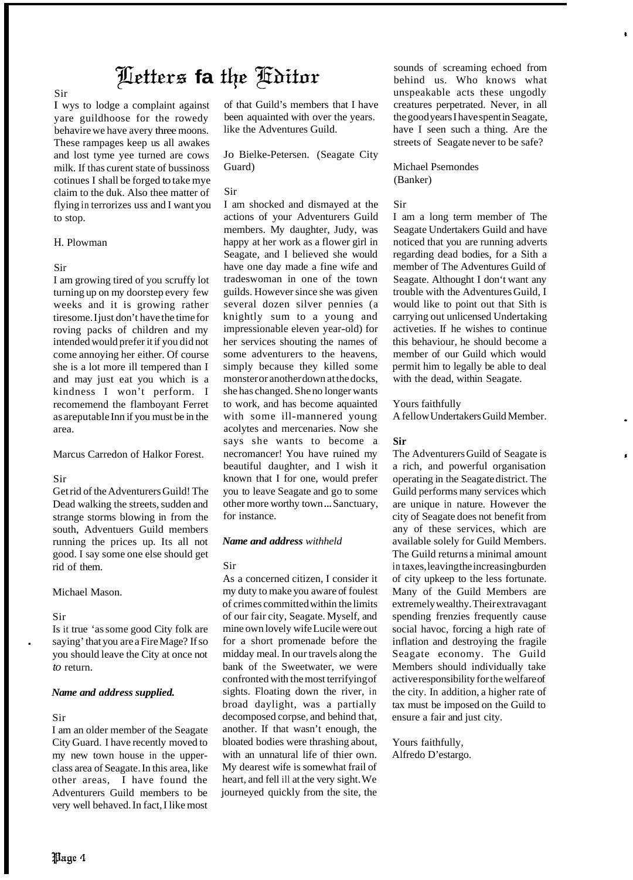# Letters fa the Editor

Sir

I wys to lodge a complaint against yare guildhoose for the rowedy behavire we have avery three moons. These rampages keep us all awakes and lost tyme yee turned are cows milk. If thas curent state of bussinoss cotinues I shall be forged to take mye claim to the duk. Also thee matter of flying in terrorizes uss and I want you to stop.

H. Plowman

Sir

I am growing tired of you scruffy lot turning up on my doorstep every few weeks and it is growing rather tiresome. I just don't have the time for roving packs of children and my intended would prefer it if you did not come annoying her either. Of course she is a lot more ill tempered than I and may just eat you which is a kindness I won't perform. I recomemend the flamboyant Ferret as a reputable Inn if you must be in the area.

Marcus Carredon of Halkor Forest.

Sir

Get rid of the Adventurers Guild! The Dead walking the streets, sudden and strange storms blowing in from the south, Adventuers Guild members running the prices up. Its all not good. I say some one else should get rid of them.

Michael Mason.

Sir

Is it true 'as some good City folk are saying' that you are a Fire Mage? If so you should leave the City at once not *to* return.

***Name and address supplied.***

Sir

I am an older member of the Seagate City Guard. I have recently moved to my new town house in the upper-class area of Seagate. In this area, like other areas, I have found the Adventurers Guild members to be very well behaved. In fact, I like most of that Guild's members that I have been aquainted with over the years. like the Adventures Guild.

Jo Bielke-Petersen. (Seagate City Guard)

Sir

I am shocked and dismayed at the actions of your Adventurers Guild members. My daughter, Judy, was happy at her work as a flower girl in Seagate, and I believed she would have one day made a fine wife and tradeswoman in one of the town guilds. However since she was given several dozen silver pennies (a knightly sum to a young and impressionable eleven year-old) for her services shouting the names of some adventurers to the heavens, simply because they killed some monster or another down at the docks, she has changed. She no longer wants to work, and has become aquainted with some ill-mannered young acolytes and mercenaries. Now she says she wants to become a necromancer! You have ruined my beautiful daughter, and I wish it known that I for one, would prefer you to leave Seagate and go to some other more worthy town... Sanctuary, for instance.

***Name and address** withheld*

Sir

As a concerned citizen, I consider it my duty to make you aware of foulest of crimes committed within the limits of our fair city, Seagate. Myself, and mine own lovely wife Lucile were out for a short promenade before the midday meal. In our travels along the bank of the Sweetwater, we were confronted with the most terrifying of sights. Floating down the river, in broad daylight, was a partially decomposed corpse, and behind that, another. If that wasn't enough, the bloated bodies were thrashing about, with an unnatural life of thier own. My dearest wife is somewhat frail of heart, and fell ill at the very sight. We journeyed quickly from the site, the sounds of screaming echoed from behind us. Who knows what unspeakable acts these ungodly creatures perpetrated. Never, in all the good years I have spent in Seagate, have I seen such a thing. Are the streets of Seagate never to be safe?

Michael Psemondes
(Banker)

Sir

I am a long term member of The Seagate Undertakers Guild and have noticed that you are running adverts regarding dead bodies, for a Sith a member of The Adventures Guild of Seagate. Althought I don't want any trouble with the Adventures Guild, I would like to point out that Sith is carrying out unlicensed Undertaking activeties. If he wishes to continue this behaviour, he should become a member of our Guild which would permit him to legally be able to deal with the dead, within Seagate.

Yours faithfully
A fellow Undertakers Guild Member.

**Sir**

The Adventurers Guild of Seagate is a rich, and powerful organisation operating in the Seagate district. The Guild performs many services which are unique in nature. However the city of Seagate does not benefit from any of these services, which are available solely for Guild Members. The Guild returns a minimal amount in taxes, leaving the increasing burden of city upkeep to the less fortunate. Many of the Guild Members are extremely wealthy. Their extravagant spending frenzies frequently cause social havoc, forcing a high rate of inflation and destroying the fragile Seagate economy. The Guild Members should individually take active responsibility for the welfare of the city. In addition, a higher rate of tax must be imposed on the Guild to ensure a fair and just city.

Yours faithfully,
Alfredo D'estargo.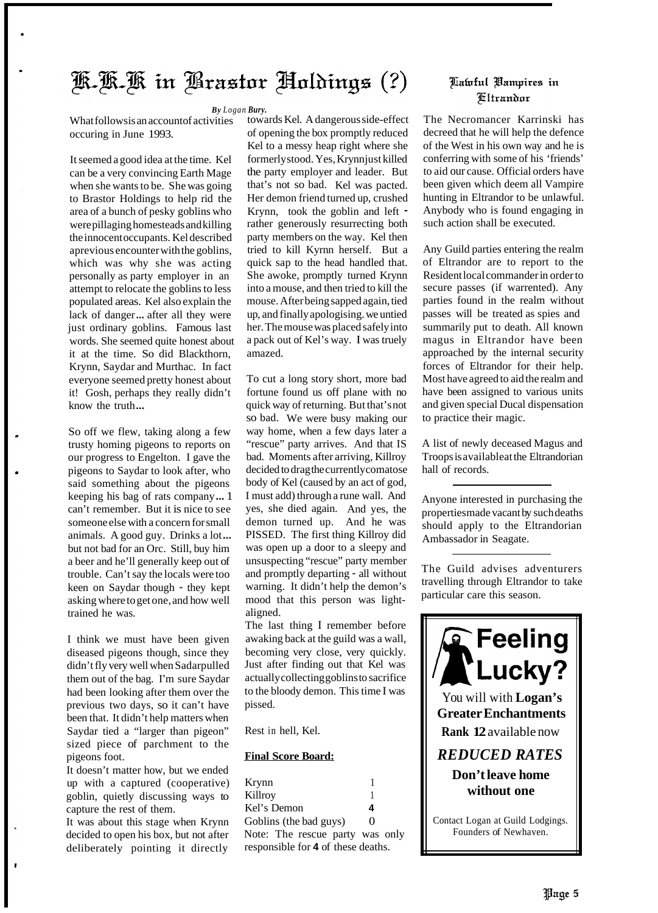# K.K.K in Brastor Holdings (?)

*By Logan Bury.*

What follows is an account of activities occuring in June 1993.

It seemed a good idea at the time. Kel can be a very convincing Earth Mage when she wants to be. She was going to Brastor Holdings to help rid the area of a bunch of pesky goblins who were pillaging homesteads and killing the innocent occupants. Kel described a previous encounter with the goblins, which was why she was acting personally as party employer in an attempt to relocate the goblins to less populated areas. Kel also explain the lack of danger ... after all they were just ordinary goblins. Famous last words. She seemed quite honest about it at the time. So did Blackthorn, Krynn, Saydar and Murthac. In fact everyone seemed pretty honest about it! Gosh, perhaps they really didn't know the truth ...

So off we flew, taking along a few trusty homing pigeons to reports on our progress to Engelton. I gave the pigeons to Saydar to look after, who said something about the pigeons keeping his bag of rats company ... 1 can't remember. But it is nice to see someone else with a concern for small animals. A good guy. Drinks a lot ... but not bad for an Orc. Still, buy him a beer and he'll generally keep out of trouble. Can't say the locals were too keen on Saydar though - they kept asking where to get one, and how well trained he was.

I think we must have been given diseased pigeons though, since they didn't fly very well when Sadar pulled them out of the bag. I'm sure Saydar had been looking after them over the previous two days, so it can't have been that. It didn't help matters when Saydar tied a "larger than pigeon" sized piece of parchment to the pigeons foot.

It doesn't matter how, but we ended up with a captured (cooperative) goblin, quietly discussing ways to capture the rest of them.

It was about this stage when Krynn decided to open his box, but not after deliberately pointing it directly towards Kel. A dangerous side-effect of opening the box promptly reduced Kel to a messy heap right where she formerly stood. Yes, Krynn just killed the party employer and leader. But that's not so bad. Kel was pacted. Her demon friend turned up, crushed Krynn, took the goblin and left - rather generously resurrecting both party members on the way. Kel then tried to kill Kyrnn herself. But a quick sap to the head handled that. She awoke, promptly turned Krynn into a mouse, and then tried to kill the mouse. After being sapped again, tied up, and finally apologising. we untied her. The mouse was placed safely into a pack out of Kel's way. I was truely amazed.

To cut a long story short, more bad fortune found us off plane with no quick way of returning. But that's not so bad. We were busy making our way home, when a few days later a "rescue" party arrives. And that IS bad. Moments after arriving, Killroy decided to drag the currently comatose body of Kel (caused by an act of god, I must add) through a rune wall. And yes, she died again. And yes, the demon turned up. And he was PISSED. The first thing Killroy did was open up a door to a sleepy and unsuspecting "rescue" party member and promptly departing - all without warning. It didn't help the demon's mood that this person was light-aligned.

The last thing I remember before awaking back at the guild was a wall, becoming very close, very quickly. Just after finding out that Kel was actually collecting goblins to sacrifice to the bloody demon. This time I was pissed.

Rest in hell, Kel.

**Final Score Board:**

| | |
|---|---|
| Krynn | 1 |
| Killroy | 1 |
| Kel's Demon | 4 |
| Goblins (the bad guys) | 0 |

Note: The rescue party was only responsible for **4** of these deaths.

## Lawful Vampires in Eltrandor

The Necromancer Karrinski has decreed that he will help the defence of the West in his own way and he is conferring with some of his 'friends' to aid our cause. Official orders have been given which deem all Vampire hunting in Eltrandor to be unlawful. Anybody who is found engaging in such action shall be executed.

Any Guild parties entering the realm of Eltrandor are to report to the Resident local commander in order to secure passes (if warrented). Any parties found in the realm without passes will be treated as spies and summarily put to death. All known magus in Eltrandor have been approached by the internal security forces of Eltrandor for their help. Most have agreed to aid the realm and have been assigned to various units and given special Ducal dispensation to practice their magic.

A list of newly deceased Magus and Troops is available at the Eltrandorian hall of records.

---

Anyone interested in purchasing the properties made vacant by such deaths should apply to the Eltrandorian Ambassador in Seagate.

---

The Guild advises adventurers travelling through Eltrandor to take particular care this season.

---

**Feeling Lucky?**

You will with **Logan's Greater Enchantments**

**Rank 12** available now

***REDUCED RATES***

**Don't leave home without one**

Contact Logan at Guild Lodgings. Founders of Newhaven.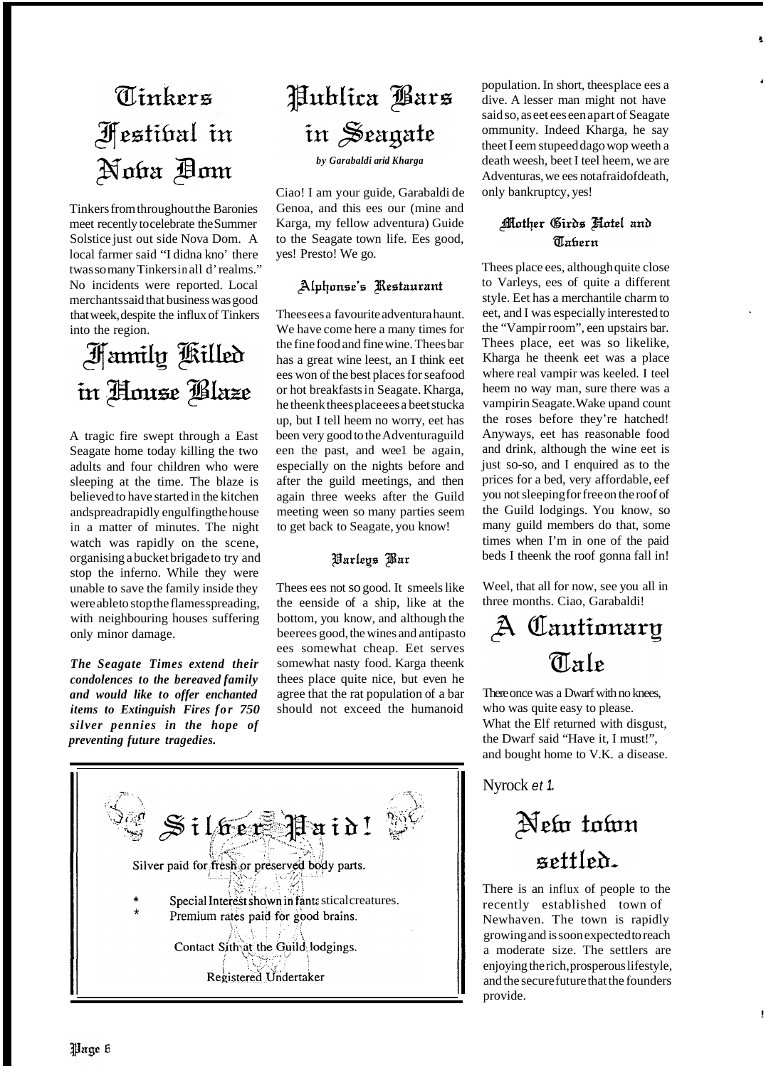# Tinkers Festival in Nova Dom

Tinkers from throughout the Baronies meet recently to celebrate the Summer Solstice just out side Nova Dom. A local farmer said "I didna kno' there twas so many Tinkers in all d' realms." No incidents were reported. Local merchants said that business was good that week, despite the influx of Tinkers into the region.

# Family Killed in House Blaze

A tragic fire swept through a East Seagate home today killing the two adults and four children who were sleeping at the time. The blaze is believed to have started in the kitchen and spread rapidly engulfing the house in a matter of minutes. The night watch was rapidly on the scene, organising a bucket brigade to try and stop the inferno. While they were unable to save the family inside they were able to stop the flames spreading, with neighbouring houses suffering only minor damage.

***The Seagate Times extend their condolences to the bereaved family and would like to offer enchanted items to Extinguish Fires for 750 silver pennies in the hope of preventing future tragedies.***

# Publica Bars in Seagate

***by Garabaldi arid Kharga***

Ciao! I am your guide, Garabaldi de Genoa, and this ees our (mine and Karga, my fellow adventura) Guide to the Seagate town life. Ees good, yes! Presto! We go.

## Alphonse's Restaurant

Thees ees a favourite adventura haunt. We have come here a many times for the fine food and fine wine. Thees bar has a great wine leest, an I think eet ees won of the best places for seafood or hot breakfasts in Seagate. Kharga, he theenk thees place ees a beet stucka up, but I tell heem no worry, eet has been very good to the Adventuraguild een the past, and wee1 be again, especially on the nights before and after the guild meetings, and then again three weeks after the Guild meeting ween so many parties seem to get back to Seagate, you know!

## Varleys Bar

Thees ees not so good. It smeels like the eenside of a ship, like at the bottom, you know, and although the beerees good, the wines and antipasto ees somewhat cheap. Eet serves somewhat nasty food. Karga theenk thees place quite nice, but even he agree that the rat population of a bar should not exceed the humanoid population. In short, thees place ees a dive. A lesser man might not have said so, as eet ees een a part of Seagate ommunity. Indeed Kharga, he say theet I eem stupeed dago wop weeth a death weesh, beet I teel heem, we are Adventuras, we ees not afraid of death, only bankruptcy, yes!

## Mother Girds Hotel and Tavern

Thees place ees, although quite close to Varleys, ees of quite a different style. Eet has a merchantile charm to eet, and I was especially interested to the "Vampir room", een upstairs bar. Thees place, eet was so likelike, Kharga he theenk eet was a place where real vampir was keeled. I teel heem no way man, sure there was a vampirin Seagate. Wake upand count the roses before they're hatched! Anyways, eet has reasonable food and drink, although the wine eet is just so-so, and I enquired as to the prices for a bed, very affordable, eef you not sleeping for free on the roof of the Guild lodgings. You know, so many guild members do that, some times when I'm in one of the paid beds I theenk the roof gonna fall in!

Weel, that all for now, see you all in three months. Ciao, Garabaldi!

---

# Silver Paid!

Silver paid for fresh or preserved body parts.

- Special Interest shown in fantastical creatures.
- Premium rates paid for good brains.

Contact Sith at the Guild lodgings.

Registered Undertaker

---

# A Cautionary Tale

There once was a Dwarf with no knees,
who was quite easy to please.
What the Elf returned with disgust,
the Dwarf said "Have it, I must!",
and bought home to V.K. a disease.

Nyrock *et 1.*

# New town settled.

There is an influx of people to the recently established town of Newhaven. The town is rapidly growing and is soon expected to reach a moderate size. The settlers are enjoying the rich, prosperous lifestyle, and the secure future that the founders provide.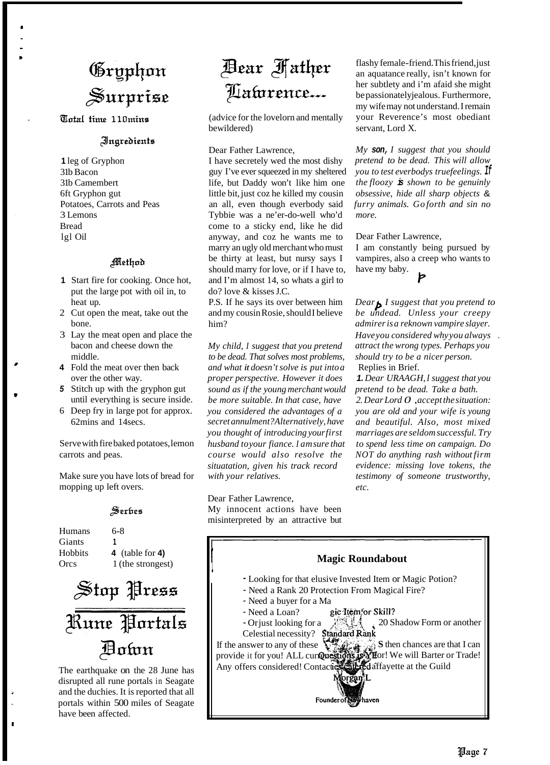## Gryphon Surprise

**Total time 110mins**

### Ingredients

1 leg of Gryphon
3lb Bacon
3lb Camembert
6ft Gryphon gut
Potatoes, Carrots and Peas
3 Lemons
Bread
1gl Oil

### Method

1. Start fire for cooking. Once hot, put the large pot with oil in, to heat up.
2. Cut open the meat, take out the bone.
3. Lay the meat open and place the bacon and cheese down the middle.
4. Fold the meat over then back over the other way.
5. Stitch up with the gryphon gut until everything is secure inside.
6. Deep fry in large pot for approx. 62mins and 14secs.

Serve with fire baked potatoes, lemon carrots and peas.

Make sure you have lots of bread for mopping up left overs.

### Serves

| | |
|---|---|
| Humans | 6-8 |
| Giants | 1 |
| Hobbits | 4 (table for 4) |
| Orcs | 1 (the strongest) |

## Stop Press

## Rune Portals Down

The earthquake on the 28 June has disrupted all rune portals in Seagate and the duchies. It is reported that all portals within 500 miles of Seagate have been affected.

## Dear Father Lawrence...

(advice for the lovelorn and mentally bewildered)

Dear Father Lawrence,
I have secretely wed the most dishy guy I've ever squeezed in my sheltered life, but Daddy won't like him one little bit, just coz he killed my cousin an all, even though everbody said Tybbie was a ne'er-do-well who'd come to a sticky end, like he did anyway, and coz he wants me to marry an ugly old merchant who must be thirty at least, but nursy says I should marry for love, or if I have to, and I'm almost 14, so whats a girl to do? love & kisses J.C.
P.S. If he says its over between him and my cousin Rosie, should I believe him?

*My child, I suggest that you pretend to be dead. That solves most problems, and what it doesn't solve is put into a proper perspective. However it does sound as if the young merchant would be more suitable. In that case, have you considered the advantages of a secret annulment? Alternatively, have you thought of introducing your first husband to your fiance. I am sure that course would also resolve the situatation, given his track record with your relatives.*

Dear Father Lawrence,
My innocent actions have been misinterpreted by an attractive but flashy female-friend. This friend, just an aquatance really, isn't known for her subtlety and i'm afaid she might be passionately jealous. Furthermore, my wife may not understand. I remain your Reverence's most obediant servant, Lord X.

*My son, I suggest that you should pretend to be dead. This will allow you to test everbodys true feelings. If the floozy is shown to be genuinly obsessive, hide all sharp objects & furry animals. Go forth and sin no more.*

Dear Father Lawrence,
I am constantly being pursued by vampires, also a creep who wants to have my baby.
Ϸ

*Dear Ϸ, I suggest that you pretend to be undead. Unless your creepy admirer is a reknown vampire slayer. Have you considered why you always attract the wrong types. Perhaps you should try to be a nicer person.*

Replies in Brief.

1. *Dear URAAGH, I suggest that you pretend to be dead. Take a bath.*
2. *Dear Lord O, accept the situation: you are old and your wife is young and beautiful. Also, most mixed marriages are seldom successful. Try to spend less time on campaign. Do NOT do anything rash without firm evidence: missing love tokens, the testimony of someone trustworthy, etc.*

---

**Magic Roundabout**

- Looking for that elusive Invested Item or Magic Potion?
- Need a Rank 20 Protection From Magical Fire?
- Need a buyer for a Magic Item or Skill?
- Need a Loan?
- Or just looking for a Standard Rank 20 Shadow Form or another Celestial necessity?

If the answer to any of these Questions is YES then chances are that I can provide it for you! ALL currencies catered for! We will Barter or Trade! Any offers considered! Contact Lafayette at the Guild

Morgan L
Founder of Newhaven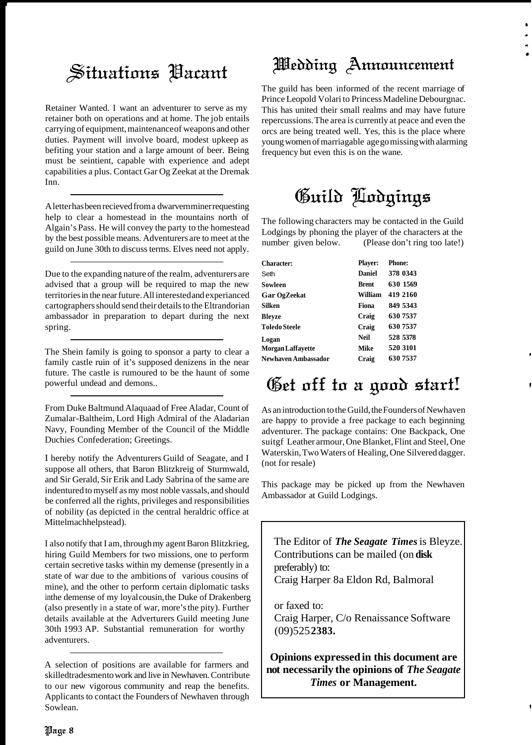# Situations Vacant

Retainer Wanted. I want an adventurer to serve as my retainer both on operations and at home. The job entails carrying of equipment, maintenance of weapons and other duties. Payment will involve board, modest upkeep as befiting your station and a large amount of beer. Being must be seintient, capable with experience and adept capabilities a plus. Contact Gar Og Zeekat at the Dremak Inn.

---

A letter has been recieved from a dwarven miner requesting help to clear a homestead in the mountains north of Algain's Pass. He will convey the party to the homestead by the best possible means. Adventurers are to meet at the guild on June 30th to discuss terms. Elves need not apply.

---

Due to the expanding nature of the realm, adventurers are advised that a group will be required to map the new territories in the near future. All interested and experianced cartographers should send their details to the Eltrandorian ambassador in preparation to depart during the next spring.

---

The Shein family is going to sponsor a party to clear a family castle ruin of it's supposed denizens in the near future. The castle is rumoured to be the haunt of some powerful undead and demons..

---

From Duke Baltmund Alaquaad of Free Aladar, Count of Zumalar-Baltheim, Lord High Admiral of the Aladarian Navy, Founding Member of the Council of the Middle Duchies Confederation; Greetings.

I hereby notify the Adventurers Guild of Seagate, and I suppose all others, that Baron Blitzkreig of Sturmwald, and Sir Gerald, Sir Erik and Lady Sabrina of the same are indentured to myself as my most noble vassals, and should be conferred all the rights, privileges and responsibilities of nobility (as depicted in the central heraldric office at Mittelmachhelpstead).

I also notify that I am, through my agent Baron Blitzkrieg, hiring Guild Members for two missions, one to perform certain secretive tasks within my demense (presently in a state of war due to the ambitions of various cousins of mine), and the other to perform certain diplomatic tasks inthe demense of my loyal cousin, the Duke of Drakenberg (also presently in a state of war, more's the pity). Further details available at the Adverturers Guild meeting June 30th 1993 AP. Substantial remuneration for worthy adventurers.

---

A selection of positions are available for farmers and skilled tradesmen to work and live in Newhaven. Contribute to our new vigorous community and reap the benefits. Applicants to contact the Founders of Newhaven through Sowlean.

# Wedding Announcement

The guild has been informed of the recent marriage of Prince Leopold Volari to Princess Madeline Debourgnac. This has united their small realms and may have future repercussions. The area is currently at peace and even the orcs are being treated well. Yes, this is the place where young women of marriagable age go missing with alarming frequency but even this is on the wane.

# Guild Lodgings

The following characters may be contacted in the Guild Lodgings by phoning the player of the characters at the number given below. (Please don't ring too late!)

| Character: | Player: | Phone: |
|---|---|---|
| Seth | Daniel | 378 0343 |
| Sowleen | Brent | 630 1569 |
| Gar OgZeekat | William | 419 2160 |
| Silken | Fiona | 849 5343 |
| Bleyze | Craig | 630 7537 |
| Toledo Steele | Craig | 630 7537 |
| Logan | Neil | 528 5378 |
| Morgan Laffayette | Mike | 520 3101 |
| Newhaven Ambassador | Craig | 630 7537 |

# Get off to a good start!

As an introduction to the Guild, the Founders of Newhaven are happy to provide a free package to each beginning adventurer. The package contains: One Backpack, One suitgf Leather armour, One Blanket, Flint and Steel, One Waterskin, Two Waters of Healing, One Silvered dagger. (not for resale)

This package may be picked up from the Newhaven Ambassador at Guild Lodgings.

---

The Editor of ***The Seagate Times*** is Bleyze. Contributions can be mailed (on **disk** preferably) to:
Craig Harper 8a Eldon Rd, Balmoral

or faxed to:
Craig Harper, C/o Renaissance Software (09)525**2383.**

**Opinions expressed in this document are not necessarily the opinions of *The Seagate Times* or Management.**